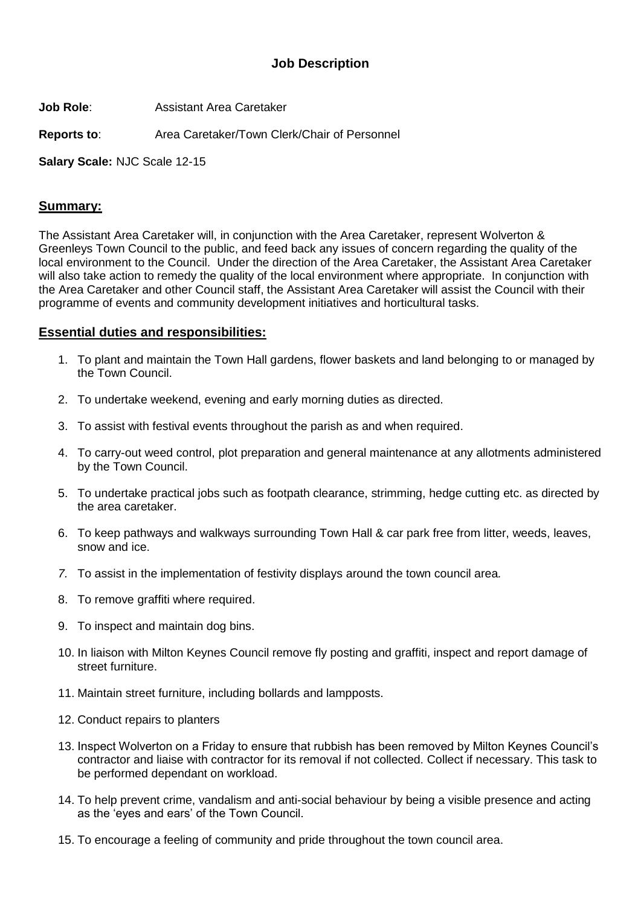# Job Description

**Job Role**: Assistant Area Caretaker

**Reports to**: Area Caretaker/Town Clerk/Chair of Personnel

**Salary Scale:** NJC Scale 12-15

## Summary:

The Assistant Area Caretaker will, in conjunction with the Area Caretaker, represent Wolverton & Greenleys Town Council to the public, and feed back any issues of concern regarding the quality of the local environment to the Council. Under the direction of the Area Caretaker, the Assistant Area Caretaker will also take action to remedy the quality of the local environment where appropriate. In conjunction with the Area Caretaker and other Council staff, the Assistant Area Caretaker will assist the Council with their programme of events and community development initiatives and horticultural tasks.

## Essential duties and responsibilities:

1. To plant and maintain the Town Hall gardens, flower baskets and land belonging to or managed by the Town Council.
2. To undertake weekend, evening and early morning duties as directed.
3. To assist with festival events throughout the parish as and when required.
4. To carry-out weed control, plot preparation and general maintenance at any allotments administered by the Town Council.
5. To undertake practical jobs such as footpath clearance, strimming, hedge cutting etc. as directed by the area caretaker.
6. To keep pathways and walkways surrounding Town Hall & car park free from litter, weeds, leaves, snow and ice.
7. To assist in the implementation of festivity displays around the town council area.
8. To remove graffiti where required.
9. To inspect and maintain dog bins.
10. In liaison with Milton Keynes Council remove fly posting and graffiti, inspect and report damage of street furniture.
11. Maintain street furniture, including bollards and lampposts.
12. Conduct repairs to planters
13. Inspect Wolverton on a Friday to ensure that rubbish has been removed by Milton Keynes Council's contractor and liaise with contractor for its removal if not collected. Collect if necessary. This task to be performed dependant on workload.
14. To help prevent crime, vandalism and anti-social behaviour by being a visible presence and acting as the 'eyes and ears' of the Town Council.
15. To encourage a feeling of community and pride throughout the town council area.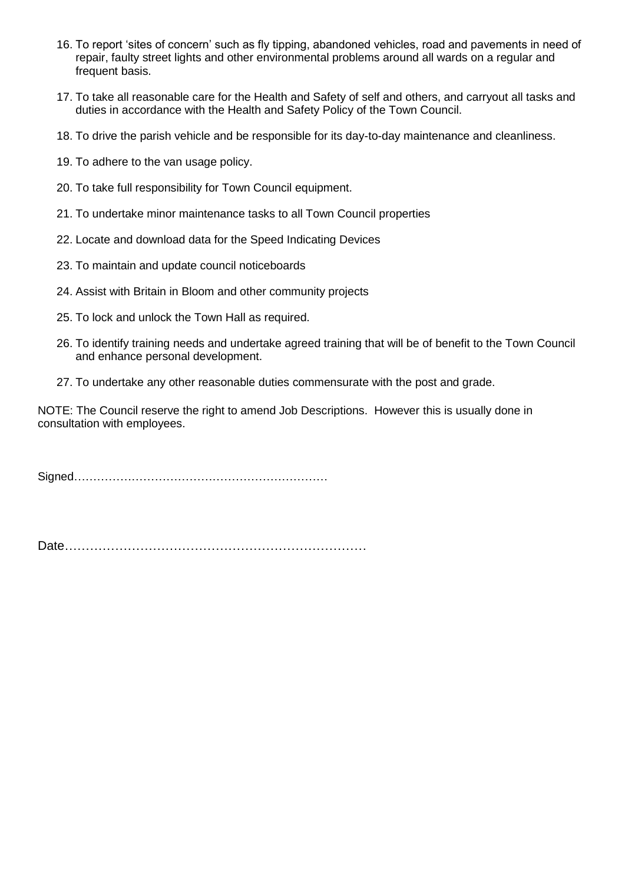16. To report 'sites of concern' such as fly tipping, abandoned vehicles, road and pavements in need of repair, faulty street lights and other environmental problems around all wards on a regular and frequent basis.

17. To take all reasonable care for the Health and Safety of self and others, and carryout all tasks and duties in accordance with the Health and Safety Policy of the Town Council.

18. To drive the parish vehicle and be responsible for its day-to-day maintenance and cleanliness.

19. To adhere to the van usage policy.

20. To take full responsibility for Town Council equipment.

21. To undertake minor maintenance tasks to all Town Council properties

22. Locate and download data for the Speed Indicating Devices

23. To maintain and update council noticeboards

24. Assist with Britain in Bloom and other community projects

25. To lock and unlock the Town Hall as required.

26. To identify training needs and undertake agreed training that will be of benefit to the Town Council and enhance personal development.

27. To undertake any other reasonable duties commensurate with the post and grade.

NOTE: The Council reserve the right to amend Job Descriptions. However this is usually done in consultation with employees.

Signed………………………………………………………

Date………………………………………………………………